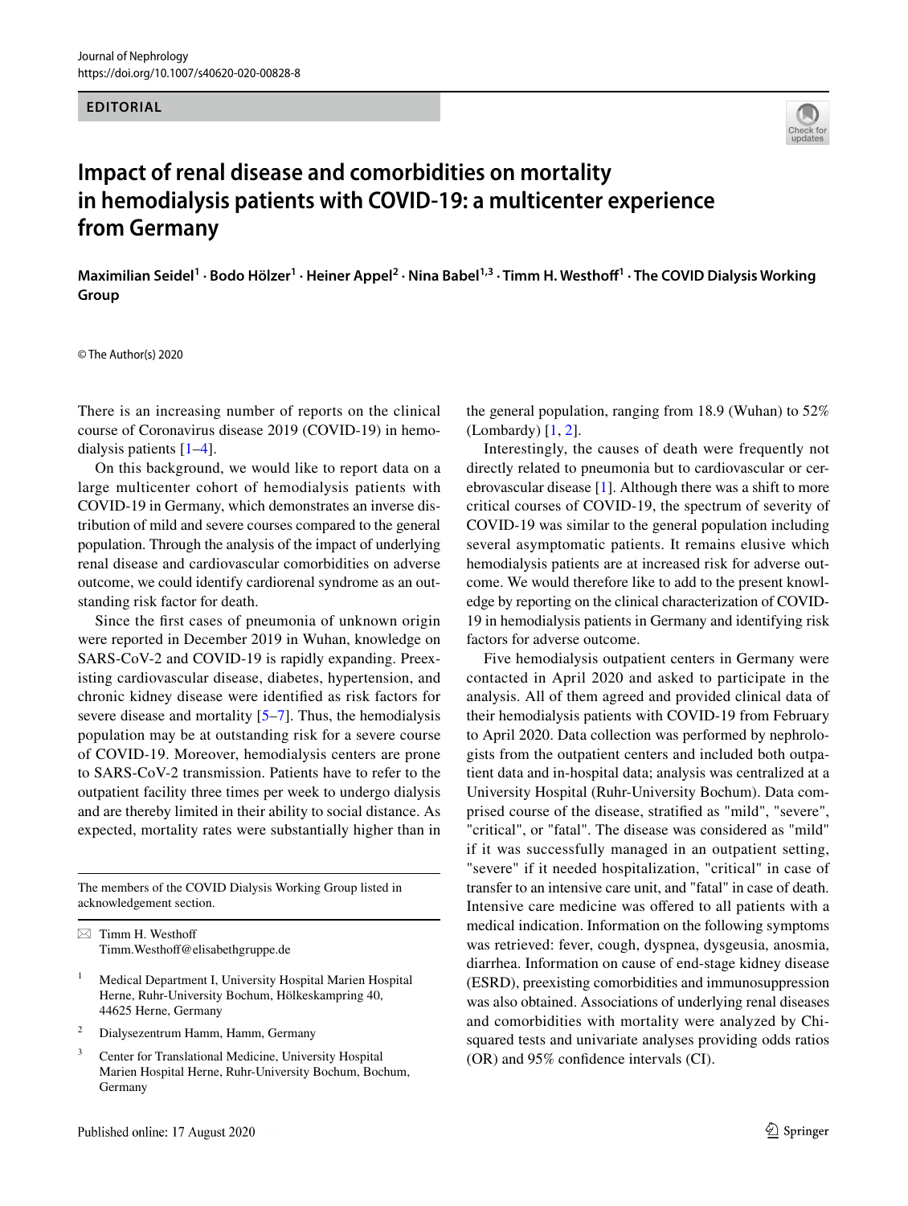EDITORIAL

# Impact of renal disease and comorbidities on mortality in hemodialysis patients with COVID-19: a multicenter experience from Germany

**Maximilian Seidel[1] · Bodo Hölzer[1] · Heiner Appel[2] · Nina Babel[1,3] · Timm H. Westhoff[1] · The COVID Dialysis Working Group**

© The Author(s) 2020

There is an increasing number of reports on the clinical course of Coronavirus disease 2019 (COVID-19) in hemodialysis patients [1–4].

On this background, we would like to report data on a large multicenter cohort of hemodialysis patients with COVID-19 in Germany, which demonstrates an inverse distribution of mild and severe courses compared to the general population. Through the analysis of the impact of underlying renal disease and cardiovascular comorbidities on adverse outcome, we could identify cardiorenal syndrome as an outstanding risk factor for death.

Since the first cases of pneumonia of unknown origin were reported in December 2019 in Wuhan, knowledge on SARS-CoV-2 and COVID-19 is rapidly expanding. Preexisting cardiovascular disease, diabetes, hypertension, and chronic kidney disease were identified as risk factors for severe disease and mortality [5–7]. Thus, the hemodialysis population may be at outstanding risk for a severe course of COVID-19. Moreover, hemodialysis centers are prone to SARS-CoV-2 transmission. Patients have to refer to the outpatient facility three times per week to undergo dialysis and are thereby limited in their ability to social distance. As expected, mortality rates were substantially higher than in the general population, ranging from 18.9 (Wuhan) to 52% (Lombardy) [1, 2].

Interestingly, the causes of death were frequently not directly related to pneumonia but to cardiovascular or cerebrovascular disease [1]. Although there was a shift to more critical courses of COVID-19, the spectrum of severity of COVID-19 was similar to the general population including several asymptomatic patients. It remains elusive which hemodialysis patients are at increased risk for adverse outcome. We would therefore like to add to the present knowledge by reporting on the clinical characterization of COVID-19 in hemodialysis patients in Germany and identifying risk factors for adverse outcome.

Five hemodialysis outpatient centers in Germany were contacted in April 2020 and asked to participate in the analysis. All of them agreed and provided clinical data of their hemodialysis patients with COVID-19 from February to April 2020. Data collection was performed by nephrologists from the outpatient centers and included both outpatient data and in-hospital data; analysis was centralized at a University Hospital (Ruhr-University Bochum). Data comprised course of the disease, stratified as "mild", "severe", "critical", or "fatal". The disease was considered as "mild" if it was successfully managed in an outpatient setting, "severe" if it needed hospitalization, "critical" in case of transfer to an intensive care unit, and "fatal" in case of death. Intensive care medicine was offered to all patients with a medical indication. Information on the following symptoms was retrieved: fever, cough, dyspnea, dysgeusia, anosmia, diarrhea. Information on cause of end-stage kidney disease (ESRD), preexisting comorbidities and immunosuppression was also obtained. Associations of underlying renal diseases and comorbidities with mortality were analyzed by Chi-squared tests and univariate analyses providing odds ratios (OR) and 95% confidence intervals (CI).

---

The members of the COVID Dialysis Working Group listed in acknowledgement section.

✉ Timm H. Westhoff
Timm.Westhoff@elisabethgruppe.de

[1] Medical Department I, University Hospital Marien Hospital Herne, Ruhr-University Bochum, Hölkeskampring 40, 44625 Herne, Germany

[2] Dialysezentrum Hamm, Hamm, Germany

[3] Center for Translational Medicine, University Hospital Marien Hospital Herne, Ruhr-University Bochum, Bochum, Germany

Published online: 17 August 2020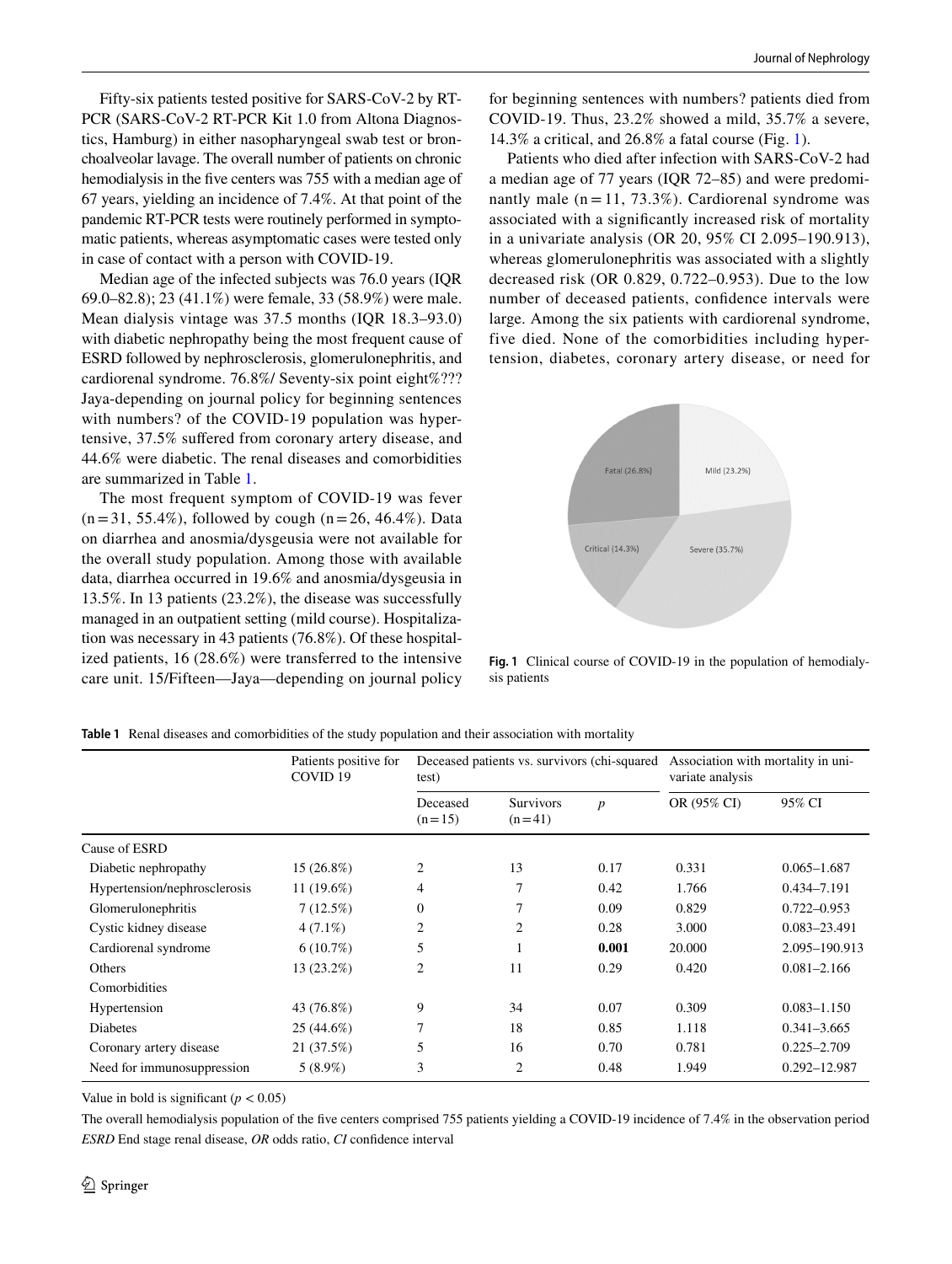Fifty-six patients tested positive for SARS-CoV-2 by RT-PCR (SARS-CoV-2 RT-PCR Kit 1.0 from Altona Diagnostics, Hamburg) in either nasopharyngeal swab test or bronchoalveolar lavage. The overall number of patients on chronic hemodialysis in the five centers was 755 with a median age of 67 years, yielding an incidence of 7.4%. At that point of the pandemic RT-PCR tests were routinely performed in symptomatic patients, whereas asymptomatic cases were tested only in case of contact with a person with COVID-19.

Median age of the infected subjects was 76.0 years (IQR 69.0–82.8); 23 (41.1%) were female, 33 (58.9%) were male. Mean dialysis vintage was 37.5 months (IQR 18.3–93.0) with diabetic nephropathy being the most frequent cause of ESRD followed by nephrosclerosis, glomerulonephritis, and cardiorenal syndrome. 76.8%/ Seventy-six point eight%??? Jaya-depending on journal policy for beginning sentences with numbers? of the COVID-19 population was hypertensive, 37.5% suffered from coronary artery disease, and 44.6% were diabetic. The renal diseases and comorbidities are summarized in Table 1.

The most frequent symptom of COVID-19 was fever (n = 31, 55.4%), followed by cough (n = 26, 46.4%). Data on diarrhea and anosmia/dysgeusia were not available for the overall study population. Among those with available data, diarrhea occurred in 19.6% and anosmia/dysgeusia in 13.5%. In 13 patients (23.2%), the disease was successfully managed in an outpatient setting (mild course). Hospitalization was necessary in 43 patients (76.8%). Of these hospitalized patients, 16 (28.6%) were transferred to the intensive care unit. 15/Fifteen—Jaya—depending on journal policy for beginning sentences with numbers? patients died from COVID-19. Thus, 23.2% showed a mild, 35.7% a severe, 14.3% a critical, and 26.8% a fatal course (Fig. 1).

Patients who died after infection with SARS-CoV-2 had a median age of 77 years (IQR 72–85) and were predominantly male (n = 11, 73.3%). Cardiorenal syndrome was associated with a significantly increased risk of mortality in a univariate analysis (OR 20, 95% CI 2.095–190.913), whereas glomerulonephritis was associated with a slightly decreased risk (OR 0.829, 0.722–0.953). Due to the low number of deceased patients, confidence intervals were large. Among the six patients with cardiorenal syndrome, five died. None of the comorbidities including hypertension, diabetes, coronary artery disease, or need for

**Fig. 1** Clinical course of COVID-19 in the population of hemodialysis patients

**Table 1** Renal diseases and comorbidities of the study population and their association with mortality

| | Patients positive for COVID 19 | Deceased patients vs. survivors (chi-squared test) | | | Association with mortality in univariate analysis | |
|---|---|---|---|---|---|---|
| | | Deceased (n = 15) | Survivors (n = 41) | *p* | OR (95% CI) | 95% CI |
| Cause of ESRD | | | | | | |
| Diabetic nephropathy | 15 (26.8%) | 2 | 13 | 0.17 | 0.331 | 0.065–1.687 |
| Hypertension/nephrosclerosis | 11 (19.6%) | 4 | 7 | 0.42 | 1.766 | 0.434–7.191 |
| Glomerulonephritis | 7 (12.5%) | 0 | 7 | 0.09 | 0.829 | 0.722–0.953 |
| Cystic kidney disease | 4 (7.1%) | 2 | 2 | 0.28 | 3.000 | 0.083–23.491 |
| Cardiorenal syndrome | 6 (10.7%) | 5 | 1 | **0.001** | 20.000 | 2.095–190.913 |
| Others | 13 (23.2%) | 2 | 11 | 0.29 | 0.420 | 0.081–2.166 |
| Comorbidities | | | | | | |
| Hypertension | 43 (76.8%) | 9 | 34 | 0.07 | 0.309 | 0.083–1.150 |
| Diabetes | 25 (44.6%) | 7 | 18 | 0.85 | 1.118 | 0.341–3.665 |
| Coronary artery disease | 21 (37.5%) | 5 | 16 | 0.70 | 0.781 | 0.225–2.709 |
| Need for immunosuppression | 5 (8.9%) | 3 | 2 | 0.48 | 1.949 | 0.292–12.987 |

Value in bold is significant ($p < 0.05$)

The overall hemodialysis population of the five centers comprised 755 patients yielding a COVID-19 incidence of 7.4% in the observation period

*ESRD* End stage renal disease, *OR* odds ratio, *CI* confidence interval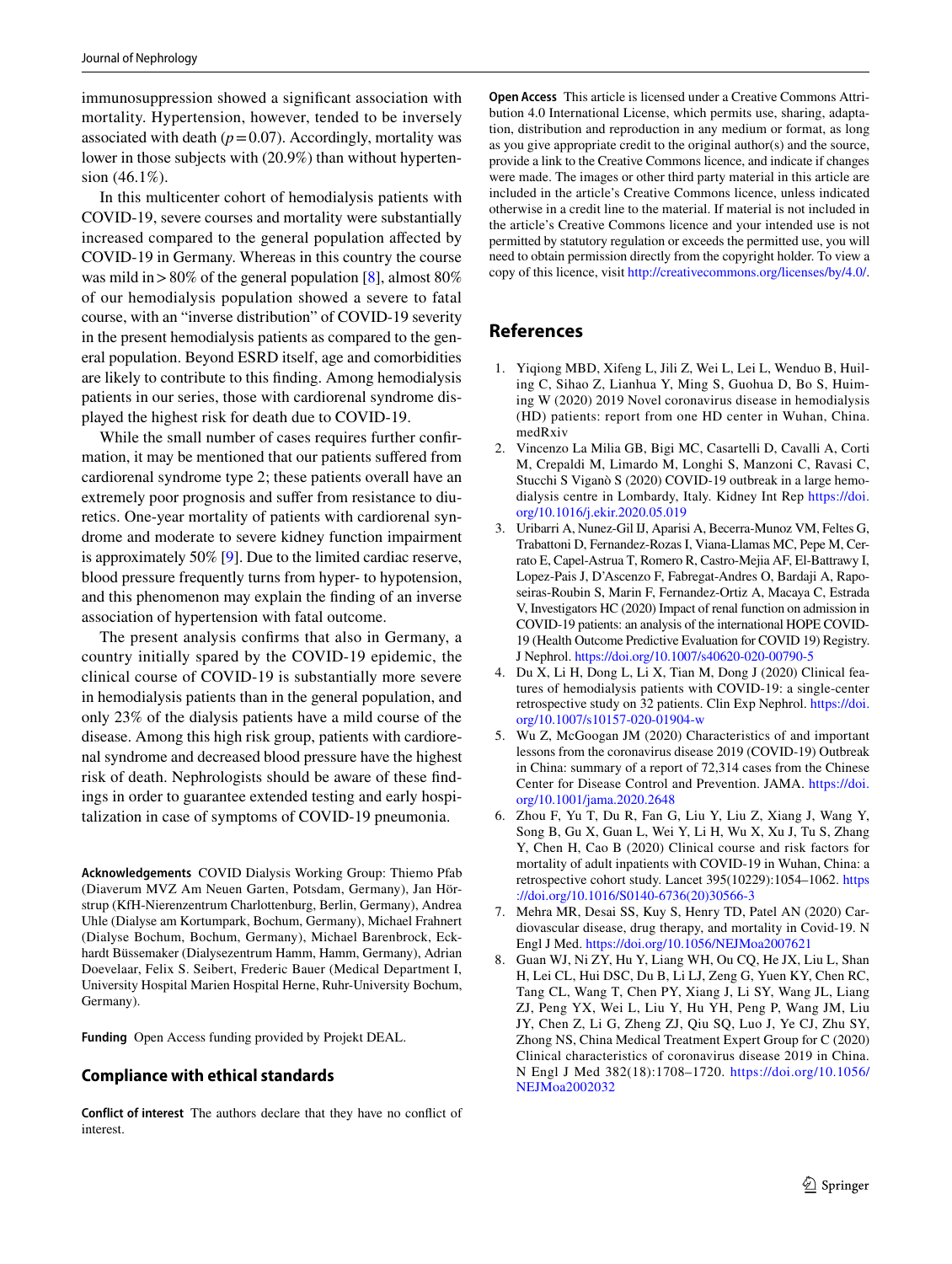immunosuppression showed a significant association with mortality. Hypertension, however, tended to be inversely associated with death ($p = 0.07$). Accordingly, mortality was lower in those subjects with (20.9%) than without hypertension (46.1%).

In this multicenter cohort of hemodialysis patients with COVID-19, severe courses and mortality were substantially increased compared to the general population affected by COVID-19 in Germany. Whereas in this country the course was mild in > 80% of the general population [8], almost 80% of our hemodialysis population showed a severe to fatal course, with an "inverse distribution" of COVID-19 severity in the present hemodialysis patients as compared to the general population. Beyond ESRD itself, age and comorbidities are likely to contribute to this finding. Among hemodialysis patients in our series, those with cardiorenal syndrome displayed the highest risk for death due to COVID-19.

While the small number of cases requires further confirmation, it may be mentioned that our patients suffered from cardiorenal syndrome type 2; these patients overall have an extremely poor prognosis and suffer from resistance to diuretics. One-year mortality of patients with cardiorenal syndrome and moderate to severe kidney function impairment is approximately 50% [9]. Due to the limited cardiac reserve, blood pressure frequently turns from hyper- to hypotension, and this phenomenon may explain the finding of an inverse association of hypertension with fatal outcome.

The present analysis confirms that also in Germany, a country initially spared by the COVID-19 epidemic, the clinical course of COVID-19 is substantially more severe in hemodialysis patients than in the general population, and only 23% of the dialysis patients have a mild course of the disease. Among this high risk group, patients with cardiorenal syndrome and decreased blood pressure have the highest risk of death. Nephrologists should be aware of these findings in order to guarantee extended testing and early hospitalization in case of symptoms of COVID-19 pneumonia.

**Acknowledgements** COVID Dialysis Working Group: Thiemo Pfab (Diaverum MVZ Am Neuen Garten, Potsdam, Germany), Jan Hörstrup (KfH-Nierenzentrum Charlottenburg, Berlin, Germany), Andrea Uhle (Dialyse am Kortumpark, Bochum, Germany), Michael Frahnert (Dialyse Bochum, Bochum, Germany), Michael Barenbrock, Eckhardt Büssemaker (Dialysezentrum Hamm, Hamm, Germany), Adrian Doevelaar, Felix S. Seibert, Frederic Bauer (Medical Department I, University Hospital Marien Hospital Herne, Ruhr-University Bochum, Germany).

**Funding** Open Access funding provided by Projekt DEAL.

## Compliance with ethical standards

**Conflict of interest** The authors declare that they have no conflict of interest.

**Open Access** This article is licensed under a Creative Commons Attribution 4.0 International License, which permits use, sharing, adaptation, distribution and reproduction in any medium or format, as long as you give appropriate credit to the original author(s) and the source, provide a link to the Creative Commons licence, and indicate if changes were made. The images or other third party material in this article are included in the article's Creative Commons licence, unless indicated otherwise in a credit line to the material. If material is not included in the article's Creative Commons licence and your intended use is not permitted by statutory regulation or exceeds the permitted use, you will need to obtain permission directly from the copyright holder. To view a copy of this licence, visit http://creativecommons.org/licenses/by/4.0/.

## References

1. Yiqiong MBD, Xifeng L, Jili Z, Wei L, Lei L, Wenduo B, Huiling C, Sihao Z, Lianhua Y, Ming S, Guohua D, Bo S, Huiming W (2020) 2019 Novel coronavirus disease in hemodialysis (HD) patients: report from one HD center in Wuhan, China. medRxiv
2. Vincenzo La Milia GB, Bigi MC, Casartelli D, Cavalli A, Corti M, Crepaldi M, Limardo M, Longhi S, Manzoni C, Ravasi C, Stucchi S Viganò S (2020) COVID-19 outbreak in a large hemodialysis centre in Lombardy, Italy. Kidney Int Rep https://doi.org/10.1016/j.ekir.2020.05.019
3. Uribarri A, Nunez-Gil IJ, Aparisi A, Becerra-Munoz VM, Feltes G, Trabattoni D, Fernandez-Rozas I, Viana-Llamas MC, Pepe M, Cerrato E, Capel-Astrua T, Romero R, Castro-Mejia AF, El-Battrawy I, Lopez-Pais J, D'Ascenzo F, Fabregat-Andres O, Bardaji A, Raposeiras-Roubin S, Marin F, Fernandez-Ortiz A, Macaya C, Estrada V, Investigators HC (2020) Impact of renal function on admission in COVID-19 patients: an analysis of the international HOPE COVID-19 (Health Outcome Predictive Evaluation for COVID 19) Registry. J Nephrol. https://doi.org/10.1007/s40620-020-00790-5
4. Du X, Li H, Dong L, Li X, Tian M, Dong J (2020) Clinical features of hemodialysis patients with COVID-19: a single-center retrospective study on 32 patients. Clin Exp Nephrol. https://doi.org/10.1007/s10157-020-01904-w
5. Wu Z, McGoogan JM (2020) Characteristics of and important lessons from the coronavirus disease 2019 (COVID-19) Outbreak in China: summary of a report of 72,314 cases from the Chinese Center for Disease Control and Prevention. JAMA. https://doi.org/10.1001/jama.2020.2648
6. Zhou F, Yu T, Du R, Fan G, Liu Y, Liu Z, Xiang J, Wang Y, Song B, Gu X, Guan L, Wei Y, Li H, Wu X, Xu J, Tu S, Zhang Y, Chen H, Cao B (2020) Clinical course and risk factors for mortality of adult inpatients with COVID-19 in Wuhan, China: a retrospective cohort study. Lancet 395(10229):1054–1062. https://doi.org/10.1016/S0140-6736(20)30566-3
7. Mehra MR, Desai SS, Kuy S, Henry TD, Patel AN (2020) Cardiovascular disease, drug therapy, and mortality in Covid-19. N Engl J Med. https://doi.org/10.1056/NEJMoa2007621
8. Guan WJ, Ni ZY, Hu Y, Liang WH, Ou CQ, He JX, Liu L, Shan H, Lei CL, Hui DSC, Du B, Li LJ, Zeng G, Yuen KY, Chen RC, Tang CL, Wang T, Chen PY, Xiang J, Li SY, Wang JL, Liang ZJ, Peng YX, Wei L, Liu Y, Hu YH, Peng P, Wang JM, Liu JY, Chen Z, Li G, Zheng ZJ, Qiu SQ, Luo J, Ye CJ, Zhu SY, Zhong NS, China Medical Treatment Expert Group for C (2020) Clinical characteristics of coronavirus disease 2019 in China. N Engl J Med 382(18):1708–1720. https://doi.org/10.1056/NEJMoa2002032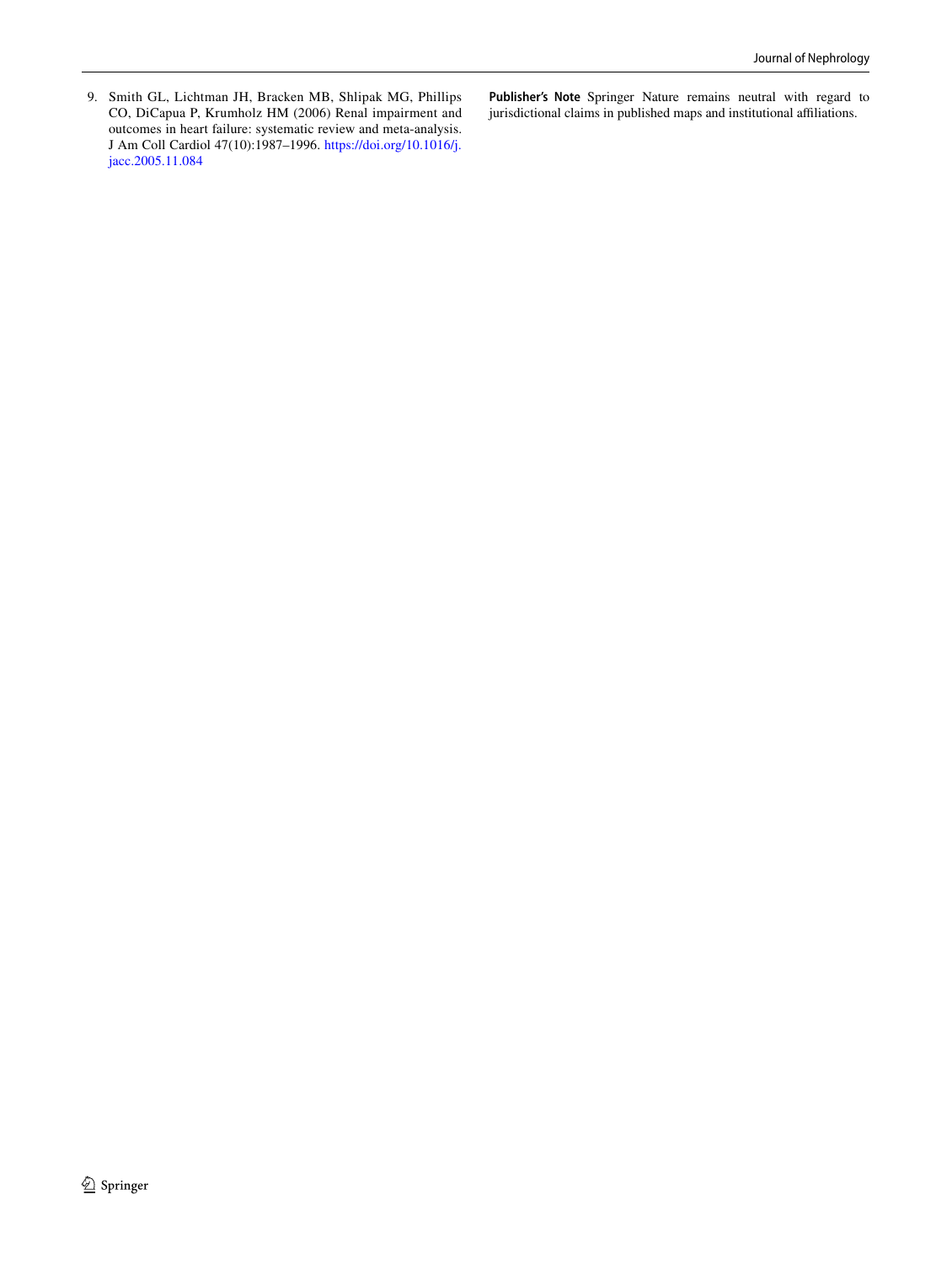9. Smith GL, Lichtman JH, Bracken MB, Shlipak MG, Phillips CO, DiCapua P, Krumholz HM (2006) Renal impairment and outcomes in heart failure: systematic review and meta-analysis. J Am Coll Cardiol 47(10):1987–1996. https://doi.org/10.1016/j.jacc.2005.11.084

**Publisher's Note** Springer Nature remains neutral with regard to jurisdictional claims in published maps and institutional affiliations.